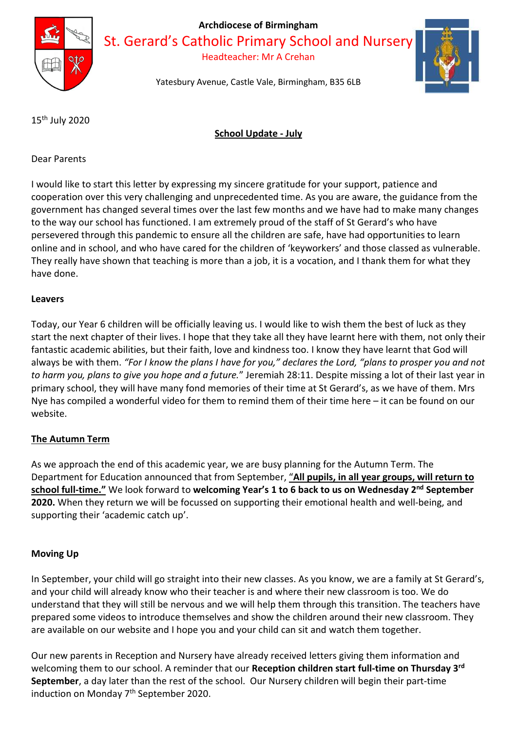**Archdiocese of Birmingham**

St. Gerard's Catholic Primary School and Nursery

Headteacher: Mr A Crehan

Yatesbury Avenue, Castle Vale, Birmingham, B35 6LB

15th July 2020

**School Update - July**

Dear Parents

I would like to start this letter by expressing my sincere gratitude for your support, patience and cooperation over this very challenging and unprecedented time. As you are aware, the guidance from the government has changed several times over the last few months and we have had to make many changes to the way our school has functioned. I am extremely proud of the staff of St Gerard's who have persevered through this pandemic to ensure all the children are safe, have had opportunities to learn online and in school, and who have cared for the children of 'keyworkers' and those classed as vulnerable. They really have shown that teaching is more than a job, it is a vocation, and I thank them for what they have done.

**Leavers**

Today, our Year 6 children will be officially leaving us. I would like to wish them the best of luck as they start the next chapter of their lives. I hope that they take all they have learnt here with them, not only their fantastic academic abilities, but their faith, love and kindness too. I know they have learnt that God will always be with them. *"For I know the plans I have for you," declares the Lord, "plans to prosper you and not to harm you, plans to give you hope and a future."* Jeremiah 28:11. Despite missing a lot of their last year in primary school, they will have many fond memories of their time at St Gerard's, as we have of them. Mrs Nye has compiled a wonderful video for them to remind them of their time here – it can be found on our website.

**The Autumn Term**

As we approach the end of this academic year, we are busy planning for the Autumn Term. The Department for Education announced that from September, "**All pupils, in all year groups, will return to school full-time."** We look forward to **welcoming Year's 1 to 6 back to us on Wednesday 2nd September 2020.** When they return we will be focussed on supporting their emotional health and well-being, and supporting their 'academic catch up'.

**Moving Up**

In September, your child will go straight into their new classes. As you know, we are a family at St Gerard's, and your child will already know who their teacher is and where their new classroom is too. We do understand that they will still be nervous and we will help them through this transition. The teachers have prepared some videos to introduce themselves and show the children around their new classroom. They are available on our website and I hope you and your child can sit and watch them together.

Our new parents in Reception and Nursery have already received letters giving them information and welcoming them to our school. A reminder that our **Reception children start full-time on Thursday 3rd September**, a day later than the rest of the school. Our Nursery children will begin their part-time induction on Monday 7th September 2020.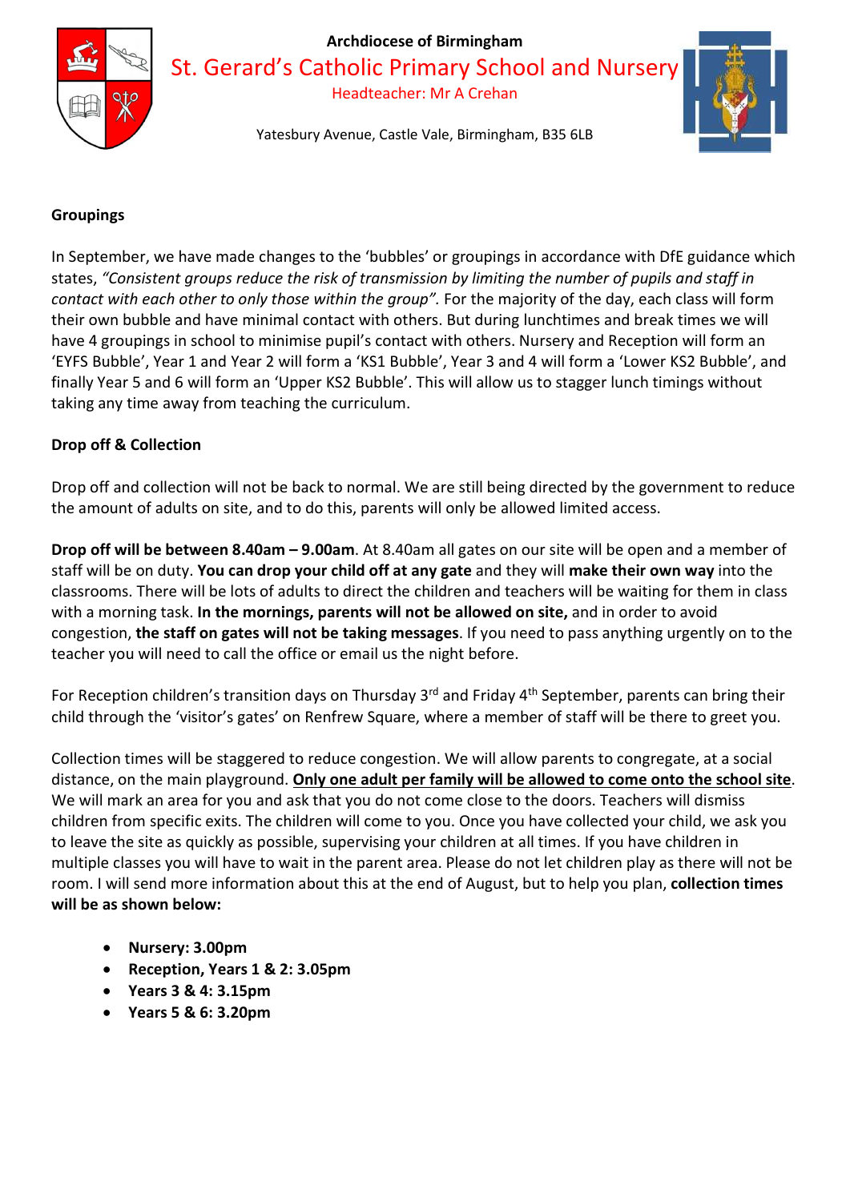Archdiocese of Birmingham

St. Gerard's Catholic Primary School and Nursery

Headteacher: Mr A Crehan

Yatesbury Avenue, Castle Vale, Birmingham, B35 6LB

**Groupings**

In September, we have made changes to the 'bubbles' or groupings in accordance with DfE guidance which states, *"Consistent groups reduce the risk of transmission by limiting the number of pupils and staff in contact with each other to only those within the group".* For the majority of the day, each class will form their own bubble and have minimal contact with others. But during lunchtimes and break times we will have 4 groupings in school to minimise pupil's contact with others. Nursery and Reception will form an 'EYFS Bubble', Year 1 and Year 2 will form a 'KS1 Bubble', Year 3 and 4 will form a 'Lower KS2 Bubble', and finally Year 5 and 6 will form an 'Upper KS2 Bubble'. This will allow us to stagger lunch timings without taking any time away from teaching the curriculum.

**Drop off & Collection**

Drop off and collection will not be back to normal. We are still being directed by the government to reduce the amount of adults on site, and to do this, parents will only be allowed limited access.

**Drop off will be between 8.40am – 9.00am**. At 8.40am all gates on our site will be open and a member of staff will be on duty. **You can drop your child off at any gate** and they will **make their own way** into the classrooms. There will be lots of adults to direct the children and teachers will be waiting for them in class with a morning task. **In the mornings, parents will not be allowed on site,** and in order to avoid congestion, **the staff on gates will not be taking messages**. If you need to pass anything urgently on to the teacher you will need to call the office or email us the night before.

For Reception children's transition days on Thursday 3rd and Friday 4th September, parents can bring their child through the 'visitor's gates' on Renfrew Square, where a member of staff will be there to greet you.

Collection times will be staggered to reduce congestion. We will allow parents to congregate, at a social distance, on the main playground. **<u>Only one adult per family will be allowed to come onto the school site</u>**. We will mark an area for you and ask that you do not come close to the doors. Teachers will dismiss children from specific exits. The children will come to you. Once you have collected your child, we ask you to leave the site as quickly as possible, supervising your children at all times. If you have children in multiple classes you will have to wait in the parent area. Please do not let children play as there will not be room. I will send more information about this at the end of August, but to help you plan, **collection times will be as shown below:**

- **Nursery: 3.00pm**
- **Reception, Years 1 & 2: 3.05pm**
- **Years 3 & 4: 3.15pm**
- **Years 5 & 6: 3.20pm**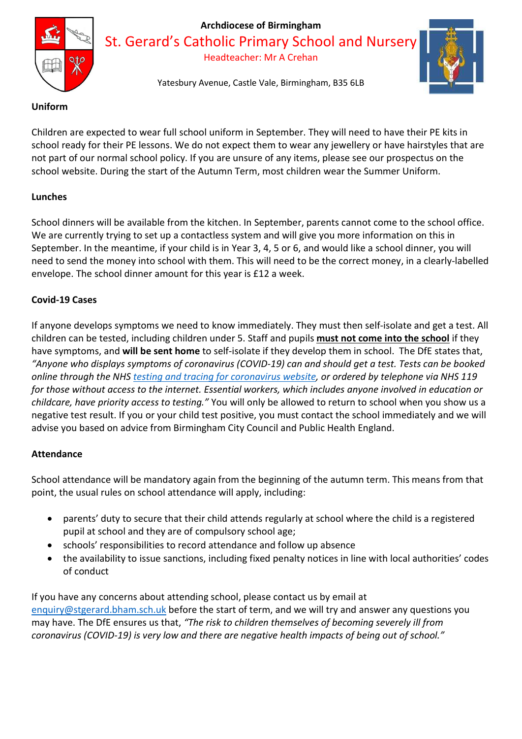**Uniform**

Children are expected to wear full school uniform in September. They will need to have their PE kits in school ready for their PE lessons. We do not expect them to wear any jewellery or have hairstyles that are not part of our normal school policy. If you are unsure of any items, please see our prospectus on the school website. During the start of the Autumn Term, most children wear the Summer Uniform.

**Lunches**

School dinners will be available from the kitchen. In September, parents cannot come to the school office. We are currently trying to set up a contactless system and will give you more information on this in September. In the meantime, if your child is in Year 3, 4, 5 or 6, and would like a school dinner, you will need to send the money into school with them. This will need to be the correct money, in a clearly-labelled envelope. The school dinner amount for this year is £12 a week.

**Covid-19 Cases**

If anyone develops symptoms we need to know immediately. They must then self-isolate and get a test. All children can be tested, including children under 5. Staff and pupils **must not come into the school** if they have symptoms, and **will be sent home** to self-isolate if they develop them in school. The DfE states that, *"Anyone who displays symptoms of coronavirus (COVID-19) can and should get a test. Tests can be booked online through the NHS testing and tracing for coronavirus website, or ordered by telephone via NHS 119 for those without access to the internet. Essential workers, which includes anyone involved in education or childcare, have priority access to testing."* You will only be allowed to return to school when you show us a negative test result. If you or your child test positive, you must contact the school immediately and we will advise you based on advice from Birmingham City Council and Public Health England.

**Attendance**

School attendance will be mandatory again from the beginning of the autumn term. This means from that point, the usual rules on school attendance will apply, including:

- parents' duty to secure that their child attends regularly at school where the child is a registered pupil at school and they are of compulsory school age;
- schools' responsibilities to record attendance and follow up absence
- the availability to issue sanctions, including fixed penalty notices in line with local authorities' codes of conduct

If you have any concerns about attending school, please contact us by email at enquiry@stgerard.bham.sch.uk before the start of term, and we will try and answer any questions you may have. The DfE ensures us that, *"The risk to children themselves of becoming severely ill from coronavirus (COVID-19) is very low and there are negative health impacts of being out of school."*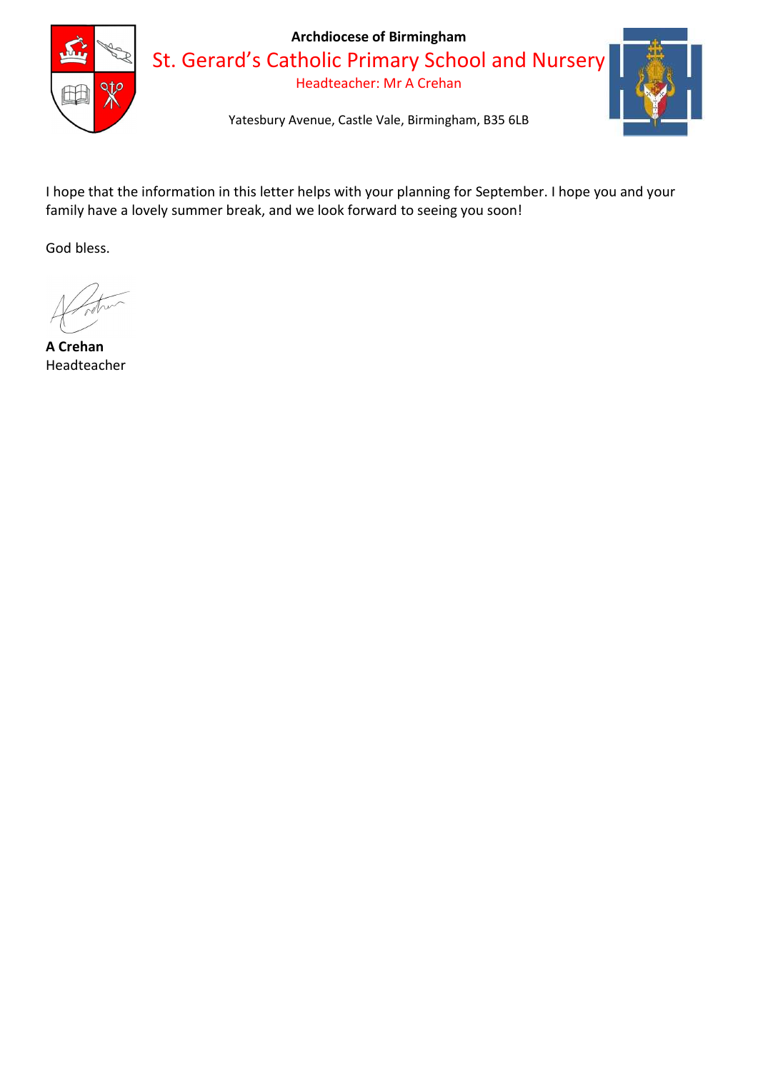I hope that the information in this letter helps with your planning for September. I hope you and your family have a lovely summer break, and we look forward to seeing you soon!

God bless.

**A Crehan**
Headteacher